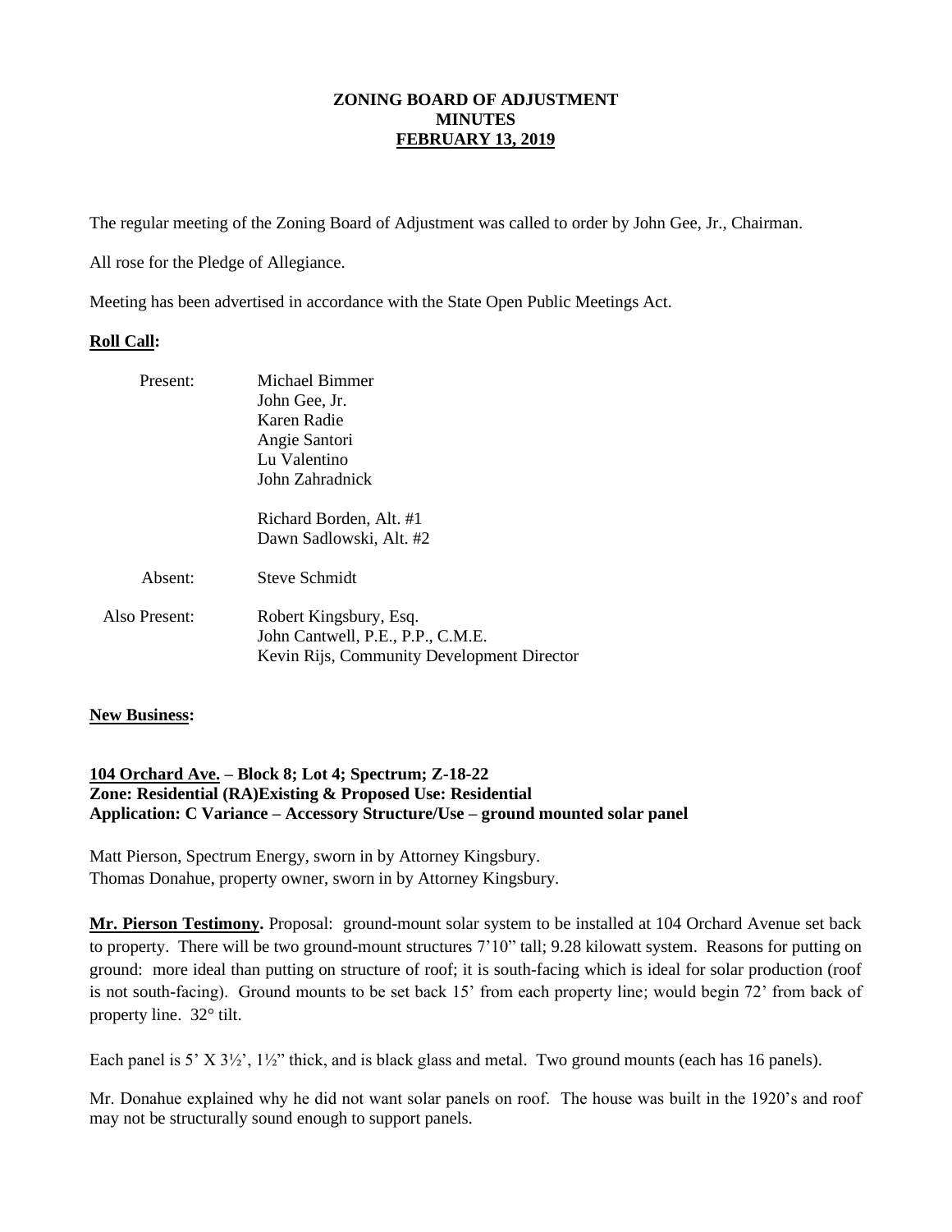**ZONING BOARD OF ADJUSTMENT**
**MINUTES**
**FEBRUARY 13, 2019**

The regular meeting of the Zoning Board of Adjustment was called to order by John Gee, Jr., Chairman.

All rose for the Pledge of Allegiance.

Meeting has been advertised in accordance with the State Open Public Meetings Act.

**Roll Call:**

Present:
- Michael Bimmer
- John Gee, Jr.
- Karen Radie
- Angie Santori
- Lu Valentino
- John Zahradnick
- Richard Borden, Alt. #1
- Dawn Sadlowski, Alt. #2

Absent:
- Steve Schmidt

Also Present:
- Robert Kingsbury, Esq.
- John Cantwell, P.E., P.P., C.M.E.
- Kevin Rijs, Community Development Director

**New Business:**

**104 Orchard Ave. – Block 8; Lot 4; Spectrum; Z-18-22**
**Zone: Residential (RA)Existing & Proposed Use: Residential**
**Application: C Variance – Accessory Structure/Use – ground mounted solar panel**

Matt Pierson, Spectrum Energy, sworn in by Attorney Kingsbury.
Thomas Donahue, property owner, sworn in by Attorney Kingsbury.

**Mr. Pierson Testimony.** Proposal: ground-mount solar system to be installed at 104 Orchard Avenue set back to property. There will be two ground-mount structures 7'10" tall; 9.28 kilowatt system. Reasons for putting on ground: more ideal than putting on structure of roof; it is south-facing which is ideal for solar production (roof is not south-facing). Ground mounts to be set back 15' from each property line; would begin 72' from back of property line. 32° tilt.

Each panel is 5' X 3½', 1½" thick, and is black glass and metal. Two ground mounts (each has 16 panels).

Mr. Donahue explained why he did not want solar panels on roof. The house was built in the 1920's and roof may not be structurally sound enough to support panels.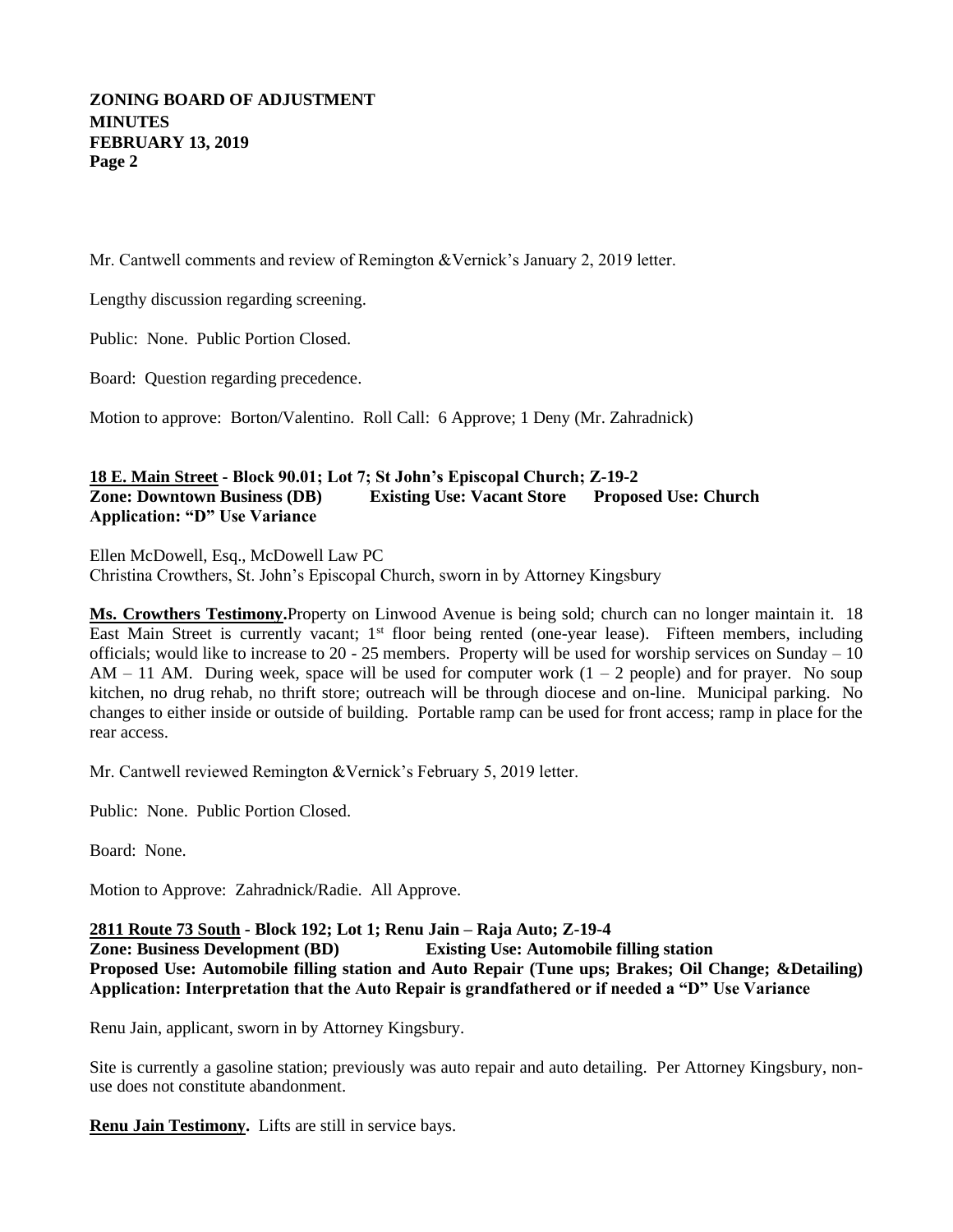Mr. Cantwell comments and review of Remington &Vernick's January 2, 2019 letter.

Lengthy discussion regarding screening.

Public: None. Public Portion Closed.

Board: Question regarding precedence.

Motion to approve: Borton/Valentino. Roll Call: 6 Approve; 1 Deny (Mr. Zahradnick)

**18 E. Main Street - Block 90.01; Lot 7; St John's Episcopal Church; Z-19-2**
**Zone: Downtown Business (DB) Existing Use: Vacant Store Proposed Use: Church**
**Application: "D" Use Variance**

Ellen McDowell, Esq., McDowell Law PC
Christina Crowthers, St. John's Episcopal Church, sworn in by Attorney Kingsbury

**Ms. Crowthers Testimony.** Property on Linwood Avenue is being sold; church can no longer maintain it. 18 East Main Street is currently vacant; 1st floor being rented (one-year lease). Fifteen members, including officials; would like to increase to 20 - 25 members. Property will be used for worship services on Sunday – 10 AM – 11 AM. During week, space will be used for computer work (1 – 2 people) and for prayer. No soup kitchen, no drug rehab, no thrift store; outreach will be through diocese and on-line. Municipal parking. No changes to either inside or outside of building. Portable ramp can be used for front access; ramp in place for the rear access.

Mr. Cantwell reviewed Remington &Vernick's February 5, 2019 letter.

Public: None. Public Portion Closed.

Board: None.

Motion to Approve: Zahradnick/Radie. All Approve.

**2811 Route 73 South - Block 192; Lot 1; Renu Jain – Raja Auto; Z-19-4**
**Zone: Business Development (BD) Existing Use: Automobile filling station**
**Proposed Use: Automobile filling station and Auto Repair (Tune ups; Brakes; Oil Change; &Detailing)**
**Application: Interpretation that the Auto Repair is grandfathered or if needed a "D" Use Variance**

Renu Jain, applicant, sworn in by Attorney Kingsbury.

Site is currently a gasoline station; previously was auto repair and auto detailing. Per Attorney Kingsbury, non-use does not constitute abandonment.

**Renu Jain Testimony.** Lifts are still in service bays.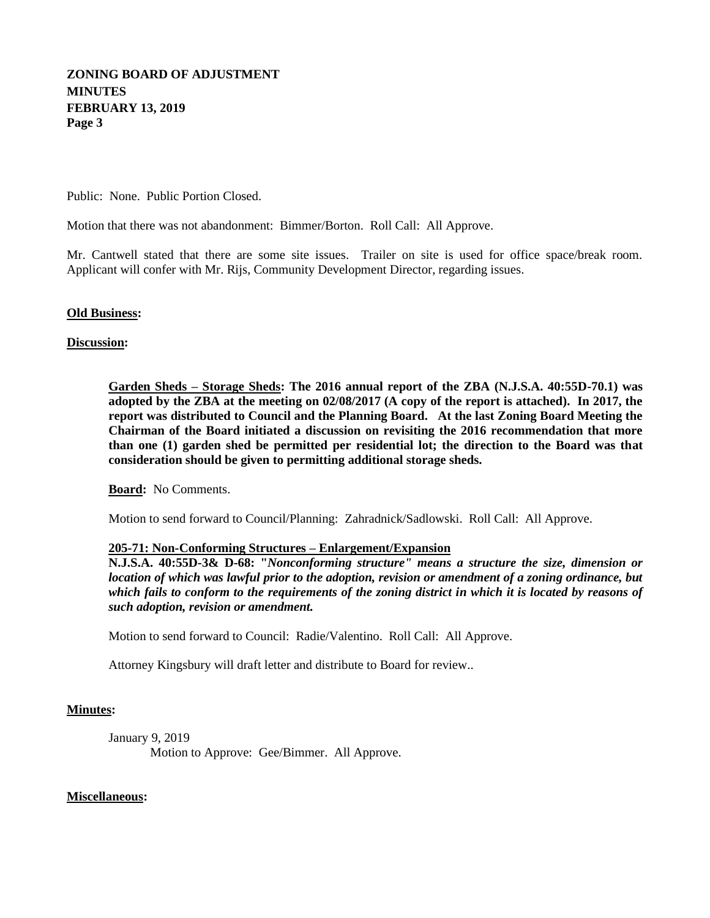Public: None. Public Portion Closed.

Motion that there was not abandonment: Bimmer/Borton. Roll Call: All Approve.

Mr. Cantwell stated that there are some site issues. Trailer on site is used for office space/break room. Applicant will confer with Mr. Rijs, Community Development Director, regarding issues.

**Old Business:**

**Discussion:**

> **Garden Sheds – Storage Sheds: The 2016 annual report of the ZBA (N.J.S.A. 40:55D-70.1) was adopted by the ZBA at the meeting on 02/08/2017 (A copy of the report is attached). In 2017, the report was distributed to Council and the Planning Board. At the last Zoning Board Meeting the Chairman of the Board initiated a discussion on revisiting the 2016 recommendation that more than one (1) garden shed be permitted per residential lot; the direction to the Board was that consideration should be given to permitting additional storage sheds.**
>
> **Board:** No Comments.
>
> Motion to send forward to Council/Planning: Zahradnick/Sadlowski. Roll Call: All Approve.
>
> **205-71: Non-Conforming Structures – Enlargement/Expansion**
> **N.J.S.A. 40:55D-3& D-68: "*Nonconforming structure" means a structure the size, dimension or location of which was lawful prior to the adoption, revision or amendment of a zoning ordinance, but which fails to conform to the requirements of the zoning district in which it is located by reasons of such adoption, revision or amendment.***
>
> Motion to send forward to Council: Radie/Valentino. Roll Call: All Approve.
>
> Attorney Kingsbury will draft letter and distribute to Board for review..

**Minutes:**

> January 9, 2019
> Motion to Approve: Gee/Bimmer. All Approve.

**Miscellaneous:**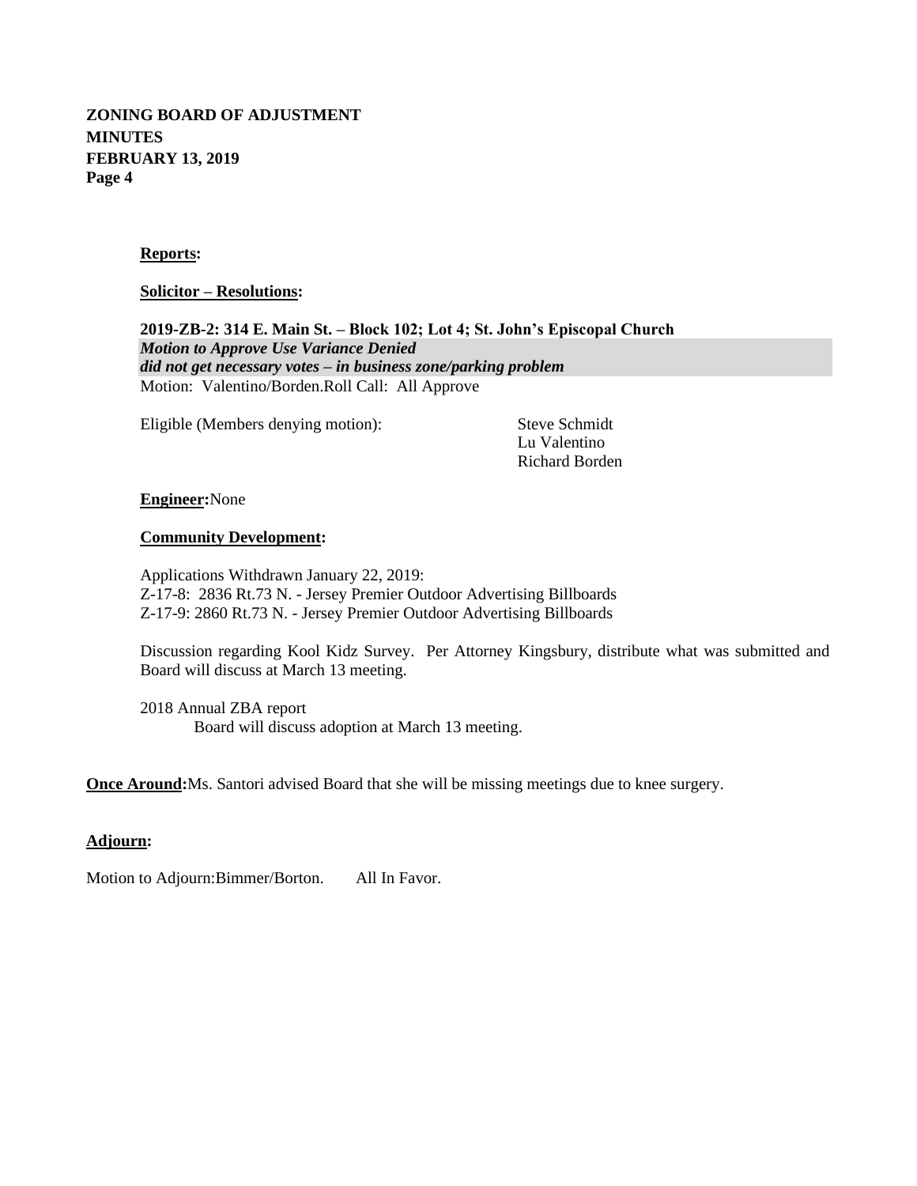**Reports:**

**Solicitor – Resolutions:**

**2019-ZB-2: 314 E. Main St. – Block 102; Lot 4; St. John's Episcopal Church**
***Motion to Approve Use Variance Denied***
***did not get necessary votes – in business zone/parking problem***
Motion: Valentino/Borden.Roll Call: All Approve

Eligible (Members denying motion): Steve Schmidt
Lu Valentino
Richard Borden

**Engineer:**None

**Community Development:**

Applications Withdrawn January 22, 2019:
Z-17-8: 2836 Rt.73 N. - Jersey Premier Outdoor Advertising Billboards
Z-17-9: 2860 Rt.73 N. - Jersey Premier Outdoor Advertising Billboards

Discussion regarding Kool Kidz Survey. Per Attorney Kingsbury, distribute what was submitted and Board will discuss at March 13 meeting.

2018 Annual ZBA report
Board will discuss adoption at March 13 meeting.

**Once Around:**Ms. Santori advised Board that she will be missing meetings due to knee surgery.

**Adjourn:**

Motion to Adjourn:Bimmer/Borton. All In Favor.